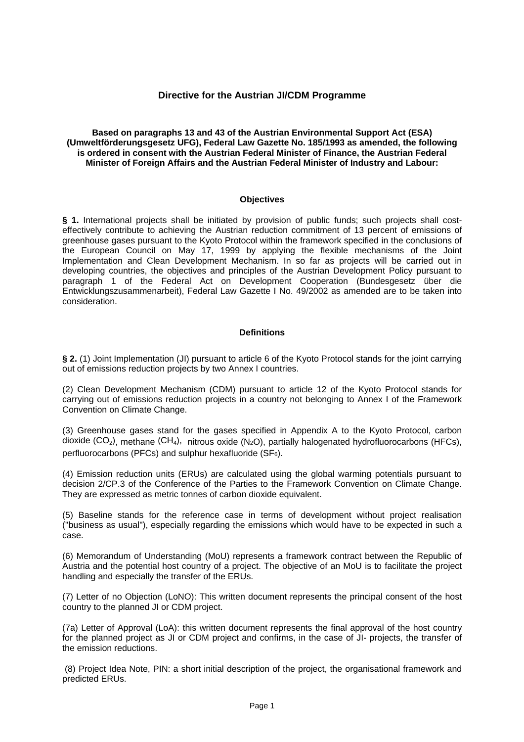# Directive for the Austrian JI/CDM Programme

**Based on paragraphs 13 and 43 of the Austrian Environmental Support Act (ESA) (Umweltförderungsgesetz UFG), Federal Law Gazette No. 185/1993 as amended, the following is ordered in consent with the Austrian Federal Minister of Finance, the Austrian Federal Minister of Foreign Affairs and the Austrian Federal Minister of Industry and Labour:**

## Objectives

**§ 1.** International projects shall be initiated by provision of public funds; such projects shall cost-effectively contribute to achieving the Austrian reduction commitment of 13 percent of emissions of greenhouse gases pursuant to the Kyoto Protocol within the framework specified in the conclusions of the European Council on May 17, 1999 by applying the flexible mechanisms of the Joint Implementation and Clean Development Mechanism. In so far as projects will be carried out in developing countries, the objectives and principles of the Austrian Development Policy pursuant to paragraph 1 of the Federal Act on Development Cooperation (Bundesgesetz über die Entwicklungszusammenarbeit), Federal Law Gazette I No. 49/2002 as amended are to be taken into consideration.

## Definitions

**§ 2.** (1) Joint Implementation (JI) pursuant to article 6 of the Kyoto Protocol stands for the joint carrying out of emissions reduction projects by two Annex I countries.

(2) Clean Development Mechanism (CDM) pursuant to article 12 of the Kyoto Protocol stands for carrying out of emissions reduction projects in a country not belonging to Annex I of the Framework Convention on Climate Change.

(3) Greenhouse gases stand for the gases specified in Appendix A to the Kyoto Protocol, carbon dioxide ($CO_2$), methane ($CH_4$), nitrous oxide ($N_2O$), partially halogenated hydrofluorocarbons (HFCs), perfluorocarbons (PFCs) and sulphur hexafluoride ($SF_6$).

(4) Emission reduction units (ERUs) are calculated using the global warming potentials pursuant to decision 2/CP.3 of the Conference of the Parties to the Framework Convention on Climate Change. They are expressed as metric tonnes of carbon dioxide equivalent.

(5) Baseline stands for the reference case in terms of development without project realisation ("business as usual"), especially regarding the emissions which would have to be expected in such a case.

(6) Memorandum of Understanding (MoU) represents a framework contract between the Republic of Austria and the potential host country of a project. The objective of an MoU is to facilitate the project handling and especially the transfer of the ERUs.

(7) Letter of no Objection (LoNO): This written document represents the principal consent of the host country to the planned JI or CDM project.

(7a) Letter of Approval (LoA): this written document represents the final approval of the host country for the planned project as JI or CDM project and confirms, in the case of JI- projects, the transfer of the emission reductions.

(8) Project Idea Note, PIN: a short initial description of the project, the organisational framework and predicted ERUs.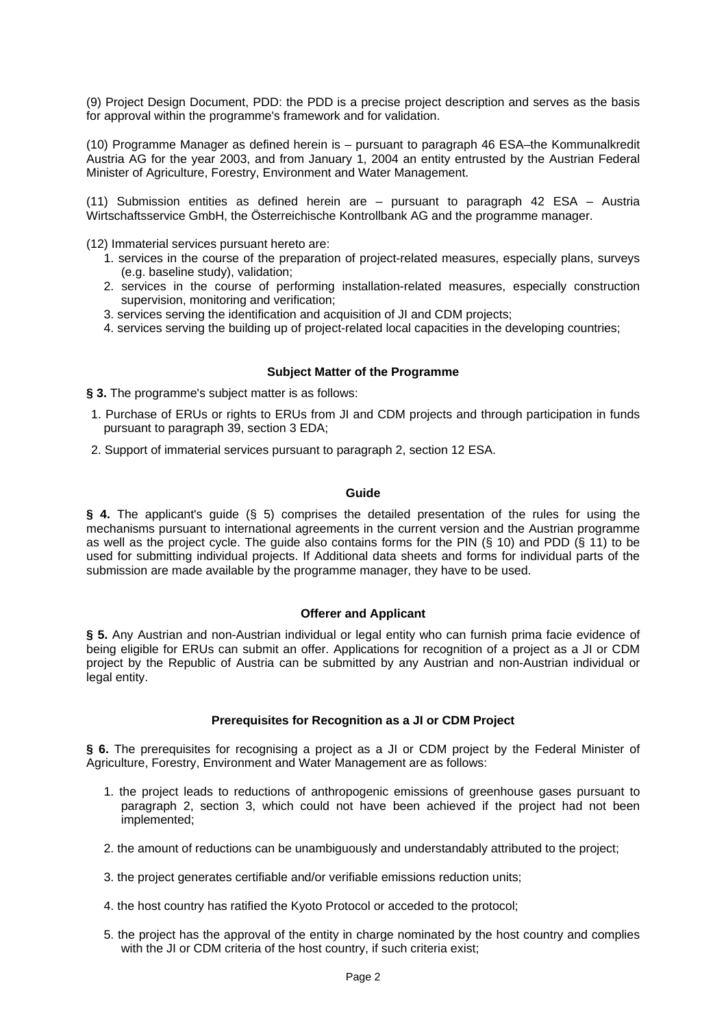(9) Project Design Document, PDD: the PDD is a precise project description and serves as the basis for approval within the programme's framework and for validation.

(10) Programme Manager as defined herein is – pursuant to paragraph 46 ESA–the Kommunalkredit Austria AG for the year 2003, and from January 1, 2004 an entity entrusted by the Austrian Federal Minister of Agriculture, Forestry, Environment and Water Management.

(11) Submission entities as defined herein are – pursuant to paragraph 42 ESA – Austria Wirtschaftsservice GmbH, the Österreichische Kontrollbank AG and the programme manager.

(12) Immaterial services pursuant hereto are:

1. services in the course of the preparation of project-related measures, especially plans, surveys (e.g. baseline study), validation;
2. services in the course of performing installation-related measures, especially construction supervision, monitoring and verification;
3. services serving the identification and acquisition of JI and CDM projects;
4. services serving the building up of project-related local capacities in the developing countries;

#### Subject Matter of the Programme

**§ 3.** The programme's subject matter is as follows:

1. Purchase of ERUs or rights to ERUs from JI and CDM projects and through participation in funds pursuant to paragraph 39, section 3 EDA;
2. Support of immaterial services pursuant to paragraph 2, section 12 ESA.

#### Guide

**§ 4.** The applicant's guide (§ 5) comprises the detailed presentation of the rules for using the mechanisms pursuant to international agreements in the current version and the Austrian programme as well as the project cycle. The guide also contains forms for the PIN (§ 10) and PDD (§ 11) to be used for submitting individual projects. If Additional data sheets and forms for individual parts of the submission are made available by the programme manager, they have to be used.

#### Offerer and Applicant

**§ 5.** Any Austrian and non-Austrian individual or legal entity who can furnish prima facie evidence of being eligible for ERUs can submit an offer. Applications for recognition of a project as a JI or CDM project by the Republic of Austria can be submitted by any Austrian and non-Austrian individual or legal entity.

#### Prerequisites for Recognition as a JI or CDM Project

**§ 6.** The prerequisites for recognising a project as a JI or CDM project by the Federal Minister of Agriculture, Forestry, Environment and Water Management are as follows:

1. the project leads to reductions of anthropogenic emissions of greenhouse gases pursuant to paragraph 2, section 3, which could not have been achieved if the project had not been implemented;

2. the amount of reductions can be unambiguously and understandably attributed to the project;

3. the project generates certifiable and/or verifiable emissions reduction units;

4. the host country has ratified the Kyoto Protocol or acceded to the protocol;

5. the project has the approval of the entity in charge nominated by the host country and complies with the JI or CDM criteria of the host country, if such criteria exist;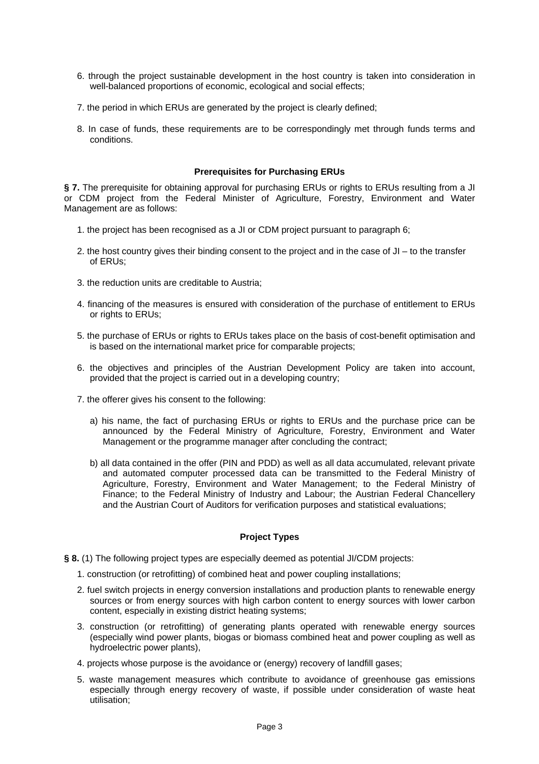6. through the project sustainable development in the host country is taken into consideration in well-balanced proportions of economic, ecological and social effects;

7. the period in which ERUs are generated by the project is clearly defined;

8. In case of funds, these requirements are to be correspondingly met through funds terms and conditions.

#### Prerequisites for Purchasing ERUs

**§ 7.** The prerequisite for obtaining approval for purchasing ERUs or rights to ERUs resulting from a JI or CDM project from the Federal Minister of Agriculture, Forestry, Environment and Water Management are as follows:

1. the project has been recognised as a JI or CDM project pursuant to paragraph 6;

2. the host country gives their binding consent to the project and in the case of JI – to the transfer of ERUs;

3. the reduction units are creditable to Austria;

4. financing of the measures is ensured with consideration of the purchase of entitlement to ERUs or rights to ERUs;

5. the purchase of ERUs or rights to ERUs takes place on the basis of cost-benefit optimisation and is based on the international market price for comparable projects;

6. the objectives and principles of the Austrian Development Policy are taken into account, provided that the project is carried out in a developing country;

7. the offerer gives his consent to the following:

   a) his name, the fact of purchasing ERUs or rights to ERUs and the purchase price can be announced by the Federal Ministry of Agriculture, Forestry, Environment and Water Management or the programme manager after concluding the contract;

   b) all data contained in the offer (PIN and PDD) as well as all data accumulated, relevant private and automated computer processed data can be transmitted to the Federal Ministry of Agriculture, Forestry, Environment and Water Management; to the Federal Ministry of Finance; to the Federal Ministry of Industry and Labour; the Austrian Federal Chancellery and the Austrian Court of Auditors for verification purposes and statistical evaluations;

#### Project Types

**§ 8.** (1) The following project types are especially deemed as potential JI/CDM projects:

1. construction (or retrofitting) of combined heat and power coupling installations;

2. fuel switch projects in energy conversion installations and production plants to renewable energy sources or from energy sources with high carbon content to energy sources with lower carbon content, especially in existing district heating systems;

3. construction (or retrofitting) of generating plants operated with renewable energy sources (especially wind power plants, biogas or biomass combined heat and power coupling as well as hydroelectric power plants),

4. projects whose purpose is the avoidance or (energy) recovery of landfill gases;

5. waste management measures which contribute to avoidance of greenhouse gas emissions especially through energy recovery of waste, if possible under consideration of waste heat utilisation;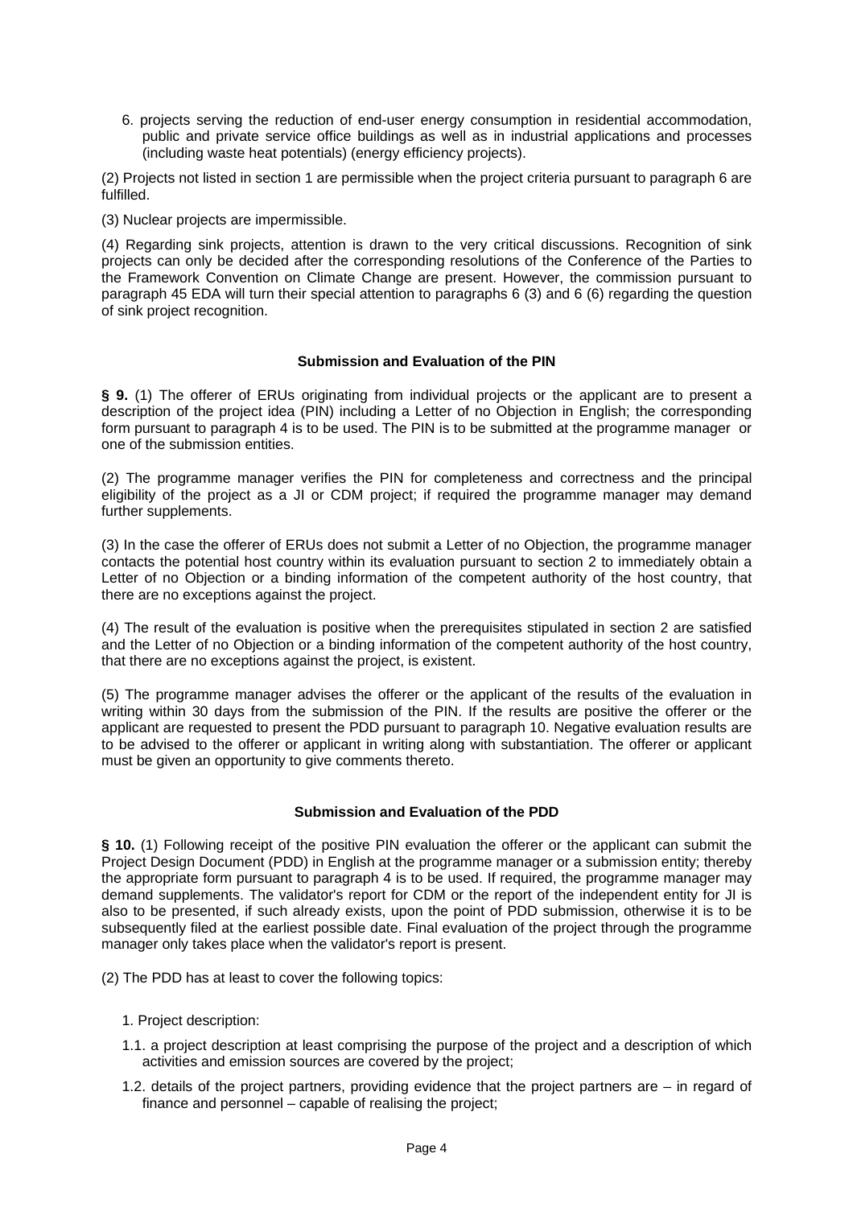6. projects serving the reduction of end-user energy consumption in residential accommodation, public and private service office buildings as well as in industrial applications and processes (including waste heat potentials) (energy efficiency projects).

(2) Projects not listed in section 1 are permissible when the project criteria pursuant to paragraph 6 are fulfilled.

(3) Nuclear projects are impermissible.

(4) Regarding sink projects, attention is drawn to the very critical discussions. Recognition of sink projects can only be decided after the corresponding resolutions of the Conference of the Parties to the Framework Convention on Climate Change are present. However, the commission pursuant to paragraph 45 EDA will turn their special attention to paragraphs 6 (3) and 6 (6) regarding the question of sink project recognition.

### Submission and Evaluation of the PIN

**§ 9.** (1) The offerer of ERUs originating from individual projects or the applicant are to present a description of the project idea (PIN) including a Letter of no Objection in English; the corresponding form pursuant to paragraph 4 is to be used. The PIN is to be submitted at the programme manager or one of the submission entities.

(2) The programme manager verifies the PIN for completeness and correctness and the principal eligibility of the project as a JI or CDM project; if required the programme manager may demand further supplements.

(3) In the case the offerer of ERUs does not submit a Letter of no Objection, the programme manager contacts the potential host country within its evaluation pursuant to section 2 to immediately obtain a Letter of no Objection or a binding information of the competent authority of the host country, that there are no exceptions against the project.

(4) The result of the evaluation is positive when the prerequisites stipulated in section 2 are satisfied and the Letter of no Objection or a binding information of the competent authority of the host country, that there are no exceptions against the project, is existent.

(5) The programme manager advises the offerer or the applicant of the results of the evaluation in writing within 30 days from the submission of the PIN. If the results are positive the offerer or the applicant are requested to present the PDD pursuant to paragraph 10. Negative evaluation results are to be advised to the offerer or applicant in writing along with substantiation. The offerer or applicant must be given an opportunity to give comments thereto.

### Submission and Evaluation of the PDD

**§ 10.** (1) Following receipt of the positive PIN evaluation the offerer or the applicant can submit the Project Design Document (PDD) in English at the programme manager or a submission entity; thereby the appropriate form pursuant to paragraph 4 is to be used. If required, the programme manager may demand supplements. The validator's report for CDM or the report of the independent entity for JI is also to be presented, if such already exists, upon the point of PDD submission, otherwise it is to be subsequently filed at the earliest possible date. Final evaluation of the project through the programme manager only takes place when the validator's report is present.

(2) The PDD has at least to cover the following topics:

1. Project description:

1.1. a project description at least comprising the purpose of the project and a description of which activities and emission sources are covered by the project;

1.2. details of the project partners, providing evidence that the project partners are – in regard of finance and personnel – capable of realising the project;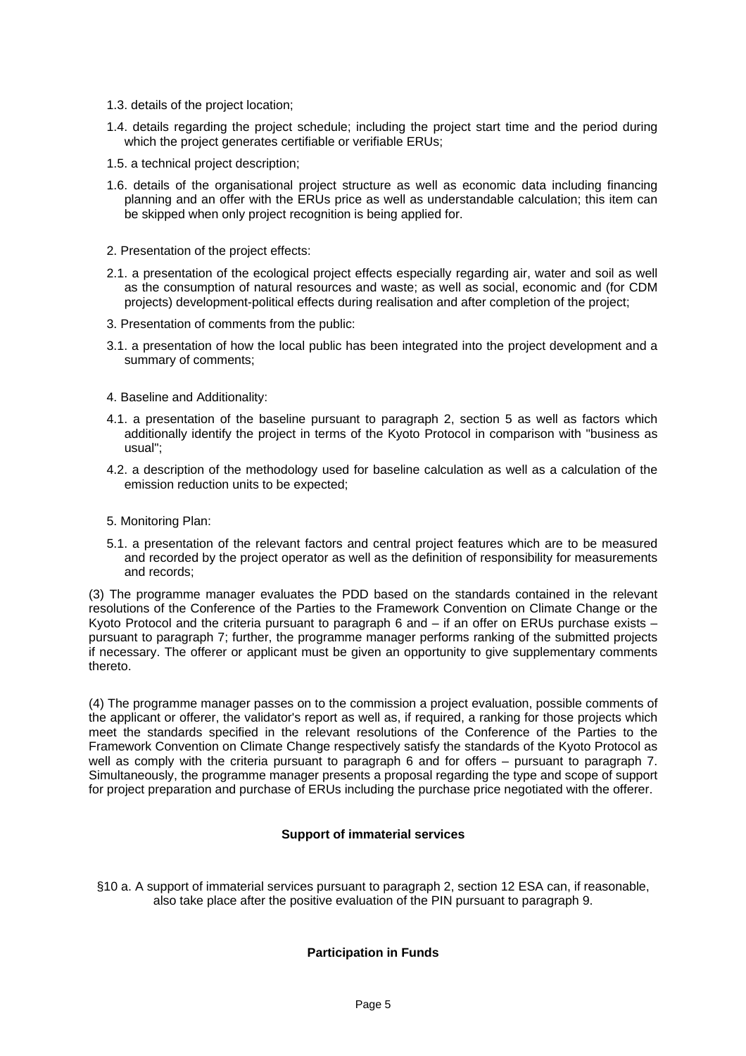1.3. details of the project location;

1.4. details regarding the project schedule; including the project start time and the period during which the project generates certifiable or verifiable ERUs;

1.5. a technical project description;

1.6. details of the organisational project structure as well as economic data including financing planning and an offer with the ERUs price as well as understandable calculation; this item can be skipped when only project recognition is being applied for.

2. Presentation of the project effects:

2.1. a presentation of the ecological project effects especially regarding air, water and soil as well as the consumption of natural resources and waste; as well as social, economic and (for CDM projects) development-political effects during realisation and after completion of the project;

3. Presentation of comments from the public:

3.1. a presentation of how the local public has been integrated into the project development and a summary of comments;

4. Baseline and Additionality:

4.1. a presentation of the baseline pursuant to paragraph 2, section 5 as well as factors which additionally identify the project in terms of the Kyoto Protocol in comparison with "business as usual";

4.2. a description of the methodology used for baseline calculation as well as a calculation of the emission reduction units to be expected;

5. Monitoring Plan:

5.1. a presentation of the relevant factors and central project features which are to be measured and recorded by the project operator as well as the definition of responsibility for measurements and records;

(3) The programme manager evaluates the PDD based on the standards contained in the relevant resolutions of the Conference of the Parties to the Framework Convention on Climate Change or the Kyoto Protocol and the criteria pursuant to paragraph 6 and – if an offer on ERUs purchase exists – pursuant to paragraph 7; further, the programme manager performs ranking of the submitted projects if necessary. The offerer or applicant must be given an opportunity to give supplementary comments thereto.

(4) The programme manager passes on to the commission a project evaluation, possible comments of the applicant or offerer, the validator's report as well as, if required, a ranking for those projects which meet the standards specified in the relevant resolutions of the Conference of the Parties to the Framework Convention on Climate Change respectively satisfy the standards of the Kyoto Protocol as well as comply with the criteria pursuant to paragraph 6 and for offers – pursuant to paragraph 7. Simultaneously, the programme manager presents a proposal regarding the type and scope of support for project preparation and purchase of ERUs including the purchase price negotiated with the offerer.

**Support of immaterial services**

§10 a. A support of immaterial services pursuant to paragraph 2, section 12 ESA can, if reasonable, also take place after the positive evaluation of the PIN pursuant to paragraph 9.

**Participation in Funds**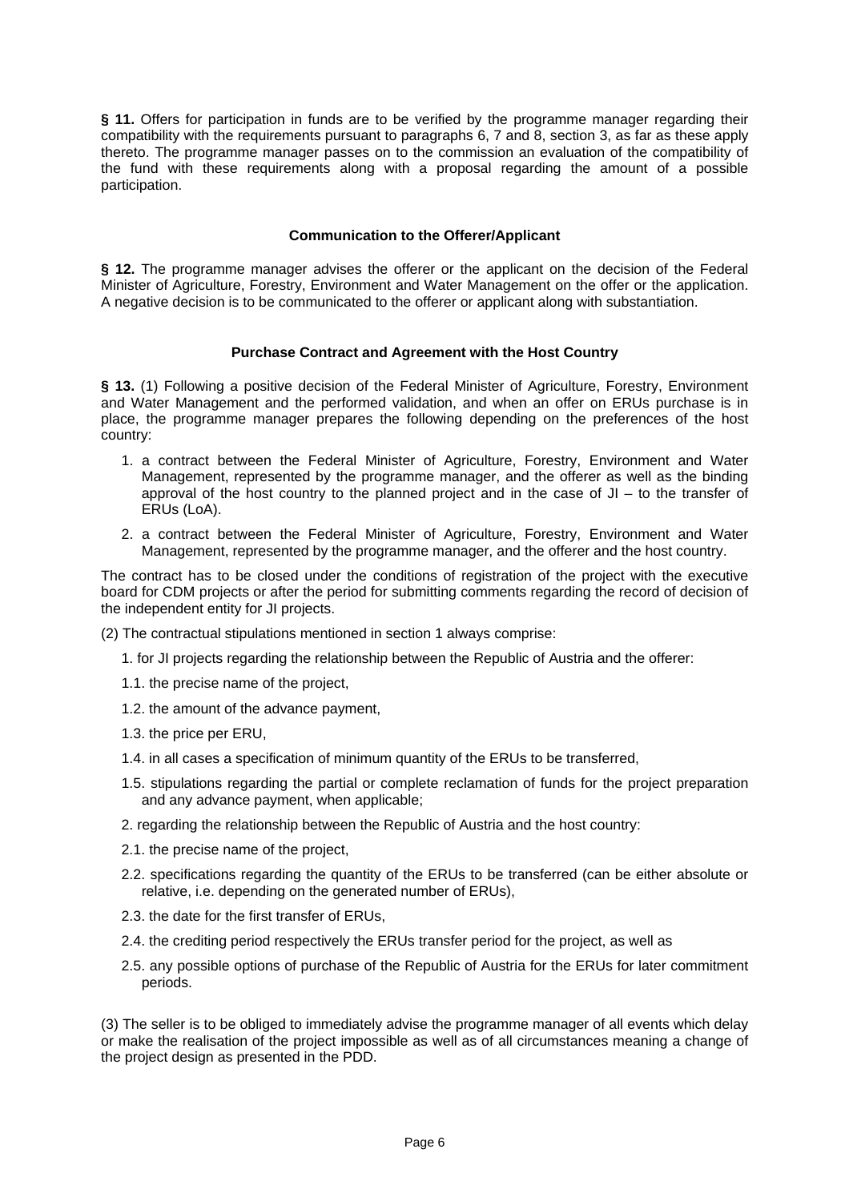**§ 11.** Offers for participation in funds are to be verified by the programme manager regarding their compatibility with the requirements pursuant to paragraphs 6, 7 and 8, section 3, as far as these apply thereto. The programme manager passes on to the commission an evaluation of the compatibility of the fund with these requirements along with a proposal regarding the amount of a possible participation.

### Communication to the Offerer/Applicant

**§ 12.** The programme manager advises the offerer or the applicant on the decision of the Federal Minister of Agriculture, Forestry, Environment and Water Management on the offer or the application. A negative decision is to be communicated to the offerer or applicant along with substantiation.

### Purchase Contract and Agreement with the Host Country

**§ 13.** (1) Following a positive decision of the Federal Minister of Agriculture, Forestry, Environment and Water Management and the performed validation, and when an offer on ERUs purchase is in place, the programme manager prepares the following depending on the preferences of the host country:

1. a contract between the Federal Minister of Agriculture, Forestry, Environment and Water Management, represented by the programme manager, and the offerer as well as the binding approval of the host country to the planned project and in the case of JI – to the transfer of ERUs (LoA).
2. a contract between the Federal Minister of Agriculture, Forestry, Environment and Water Management, represented by the programme manager, and the offerer and the host country.

The contract has to be closed under the conditions of registration of the project with the executive board for CDM projects or after the period for submitting comments regarding the record of decision of the independent entity for JI projects.

(2) The contractual stipulations mentioned in section 1 always comprise:

1. for JI projects regarding the relationship between the Republic of Austria and the offerer:

1.1. the precise name of the project,

1.2. the amount of the advance payment,

1.3. the price per ERU,

1.4. in all cases a specification of minimum quantity of the ERUs to be transferred,

1.5. stipulations regarding the partial or complete reclamation of funds for the project preparation and any advance payment, when applicable;

2. regarding the relationship between the Republic of Austria and the host country:

2.1. the precise name of the project,

2.2. specifications regarding the quantity of the ERUs to be transferred (can be either absolute or relative, i.e. depending on the generated number of ERUs),

2.3. the date for the first transfer of ERUs,

2.4. the crediting period respectively the ERUs transfer period for the project, as well as

2.5. any possible options of purchase of the Republic of Austria for the ERUs for later commitment periods.

(3) The seller is to be obliged to immediately advise the programme manager of all events which delay or make the realisation of the project impossible as well as of all circumstances meaning a change of the project design as presented in the PDD.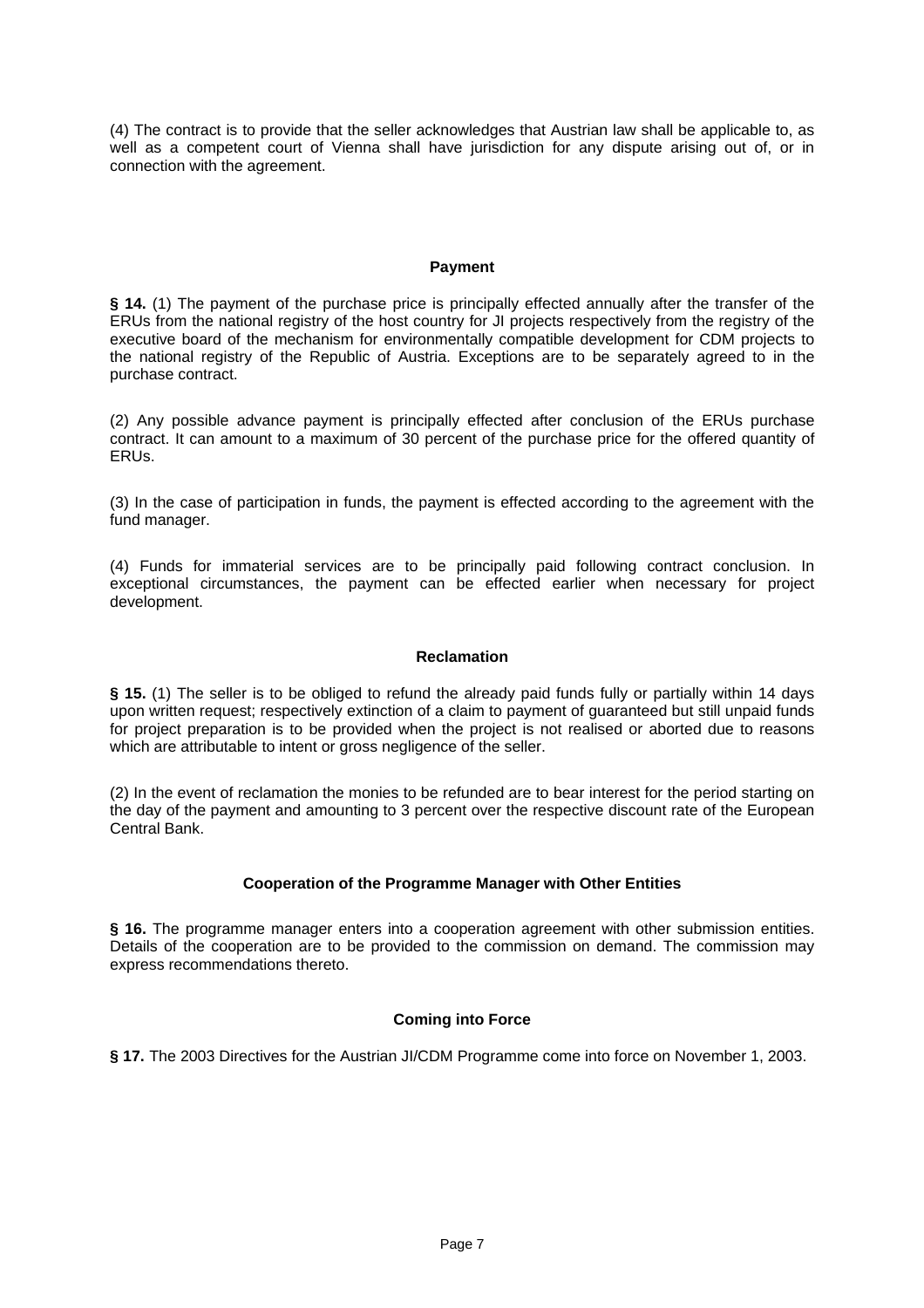(4) The contract is to provide that the seller acknowledges that Austrian law shall be applicable to, as well as a competent court of Vienna shall have jurisdiction for any dispute arising out of, or in connection with the agreement.

### Payment

**§ 14.** (1) The payment of the purchase price is principally effected annually after the transfer of the ERUs from the national registry of the host country for JI projects respectively from the registry of the executive board of the mechanism for environmentally compatible development for CDM projects to the national registry of the Republic of Austria. Exceptions are to be separately agreed to in the purchase contract.

(2) Any possible advance payment is principally effected after conclusion of the ERUs purchase contract. It can amount to a maximum of 30 percent of the purchase price for the offered quantity of ERUs.

(3) In the case of participation in funds, the payment is effected according to the agreement with the fund manager.

(4) Funds for immaterial services are to be principally paid following contract conclusion. In exceptional circumstances, the payment can be effected earlier when necessary for project development.

### Reclamation

**§ 15.** (1) The seller is to be obliged to refund the already paid funds fully or partially within 14 days upon written request; respectively extinction of a claim to payment of guaranteed but still unpaid funds for project preparation is to be provided when the project is not realised or aborted due to reasons which are attributable to intent or gross negligence of the seller.

(2) In the event of reclamation the monies to be refunded are to bear interest for the period starting on the day of the payment and amounting to 3 percent over the respective discount rate of the European Central Bank.

### Cooperation of the Programme Manager with Other Entities

**§ 16.** The programme manager enters into a cooperation agreement with other submission entities. Details of the cooperation are to be provided to the commission on demand. The commission may express recommendations thereto.

### Coming into Force

**§ 17.** The 2003 Directives for the Austrian JI/CDM Programme come into force on November 1, 2003.